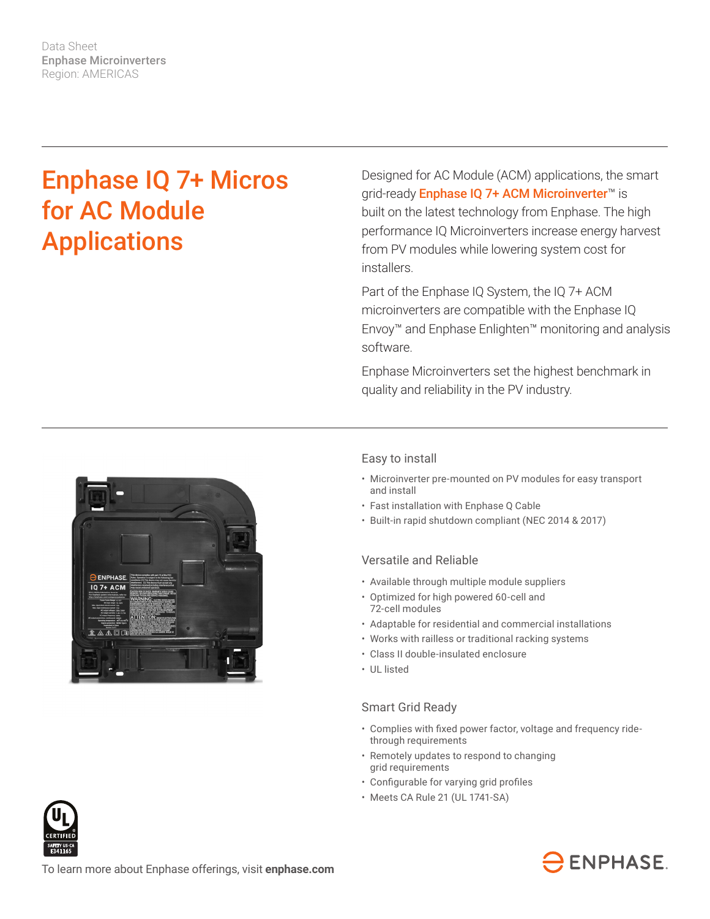Data Sheet
**Enphase Microinverters**
Region: AMERICAS

# Enphase IQ 7+ Micros for AC Module Applications

Designed for AC Module (ACM) applications, the smart grid-ready **Enphase IQ 7+ ACM Microinverter™** is built on the latest technology from Enphase. The high performance IQ Microinverters increase energy harvest from PV modules while lowering system cost for installers.

Part of the Enphase IQ System, the IQ 7+ ACM microinverters are compatible with the Enphase IQ Envoy™ and Enphase Enlighten™ monitoring and analysis software.

Enphase Microinverters set the highest benchmark in quality and reliability in the PV industry.

## Easy to install

- Microinverter pre-mounted on PV modules for easy transport and install
- Fast installation with Enphase Q Cable
- Built-in rapid shutdown compliant (NEC 2014 & 2017)

## Versatile and Reliable

- Available through multiple module suppliers
- Optimized for high powered 60-cell and 72-cell modules
- Adaptable for residential and commercial installations
- Works with railless or traditional racking systems
- Class II double-insulated enclosure
- UL listed

## Smart Grid Ready

- Complies with fixed power factor, voltage and frequency ride-through requirements
- Remotely updates to respond to changing grid requirements
- Configurable for varying grid profiles
- Meets CA Rule 21 (UL 1741-SA)

To learn more about Enphase offerings, visit **enphase.com**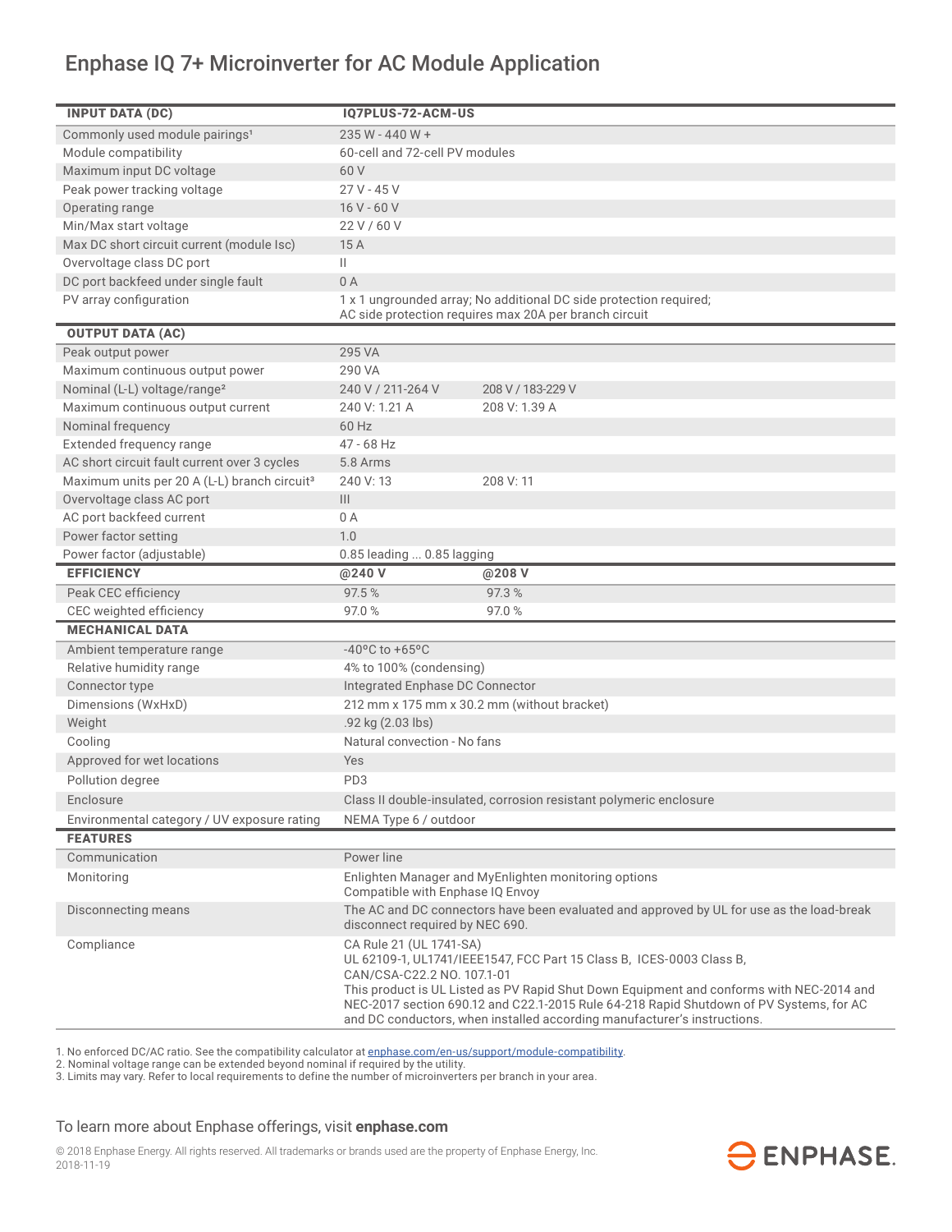# Enphase IQ 7+ Microinverter for AC Module Application

| INPUT DATA (DC) | IQ7PLUS-72-ACM-US | |
|---|---|---|
| Commonly used module pairings[1] | 235 W - 440 W + | |
| Module compatibility | 60-cell and 72-cell PV modules | |
| Maximum input DC voltage | 60 V | |
| Peak power tracking voltage | 27 V - 45 V | |
| Operating range | 16 V - 60 V | |
| Min/Max start voltage | 22 V / 60 V | |
| Max DC short circuit current (module Isc) | 15 A | |
| Overvoltage class DC port | II | |
| DC port backfeed under single fault | 0 A | |
| PV array configuration | 1 x 1 ungrounded array; No additional DC side protection required; AC side protection requires max 20A per branch circuit | |
| **OUTPUT DATA (AC)** | | |
| Peak output power | 295 VA | |
| Maximum continuous output power | 290 VA | |
| Nominal (L-L) voltage/range[2] | 240 V / 211-264 V | 208 V / 183-229 V |
| Maximum continuous output current | 240 V: 1.21 A | 208 V: 1.39 A |
| Nominal frequency | 60 Hz | |
| Extended frequency range | 47 - 68 Hz | |
| AC short circuit fault current over 3 cycles | 5.8 Arms | |
| Maximum units per 20 A (L-L) branch circuit[3] | 240 V: 13 | 208 V: 11 |
| Overvoltage class AC port | III | |
| AC port backfeed current | 0 A | |
| Power factor setting | 1.0 | |
| Power factor (adjustable) | 0.85 leading ... 0.85 lagging | |
| **EFFICIENCY** | **@240 V** | **@208 V** |
| Peak CEC efficiency | 97.5 % | 97.3 % |
| CEC weighted efficiency | 97.0 % | 97.0 % |
| **MECHANICAL DATA** | | |
| Ambient temperature range | -40ºC to +65ºC | |
| Relative humidity range | 4% to 100% (condensing) | |
| Connector type | Integrated Enphase DC Connector | |
| Dimensions (WxHxD) | 212 mm x 175 mm x 30.2 mm (without bracket) | |
| Weight | .92 kg (2.03 lbs) | |
| Cooling | Natural convection - No fans | |
| Approved for wet locations | Yes | |
| Pollution degree | PD3 | |
| Enclosure | Class II double-insulated, corrosion resistant polymeric enclosure | |
| Environmental category / UV exposure rating | NEMA Type 6 / outdoor | |
| **FEATURES** | | |
| Communication | Power line | |
| Monitoring | Enlighten Manager and MyEnlighten monitoring options<br>Compatible with Enphase IQ Envoy | |
| Disconnecting means | The AC and DC connectors have been evaluated and approved by UL for use as the load-break disconnect required by NEC 690. | |
| Compliance | CA Rule 21 (UL 1741-SA)<br>UL 62109-1, UL1741/IEEE1547, FCC Part 15 Class B, ICES-0003 Class B, CAN/CSA-C22.2 NO. 107.1-01<br>This product is UL Listed as PV Rapid Shut Down Equipment and conforms with NEC-2014 and NEC-2017 section 690.12 and C22.1-2015 Rule 64-218 Rapid Shutdown of PV Systems, for AC and DC conductors, when installed according manufacturer's instructions. | |

1. No enforced DC/AC ratio. See the compatibility calculator at enphase.com/en-us/support/module-compatibility.
2. Nominal voltage range can be extended beyond nominal if required by the utility.
3. Limits may vary. Refer to local requirements to define the number of microinverters per branch in your area.

To learn more about Enphase offerings, visit **enphase.com**

© 2018 Enphase Energy. All rights reserved. All trademarks or brands used are the property of Enphase Energy, Inc.
2018-11-19

ENPHASE.